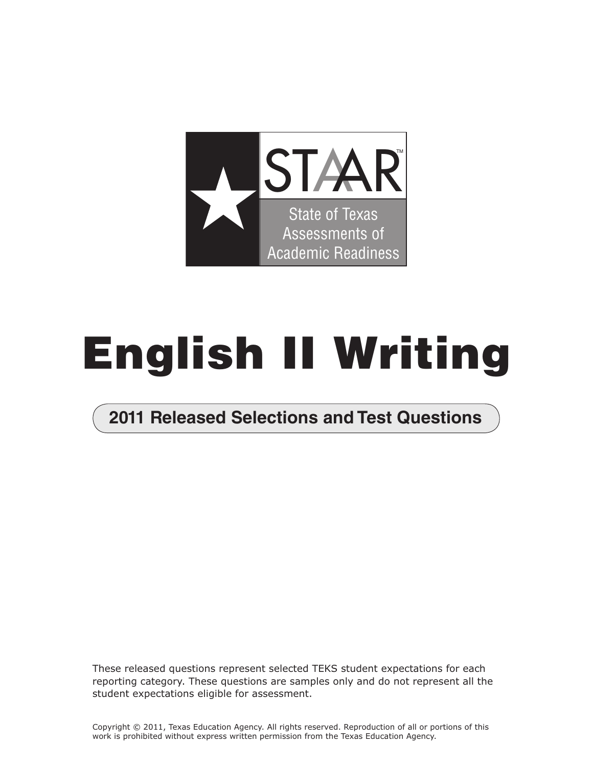STAAR™

State of Texas Assessments of Academic Readiness

# English II Writing

## 2011 Released Selections and Test Questions

These released questions represent selected TEKS student expectations for each reporting category. These questions are samples only and do not represent all the student expectations eligible for assessment.

Copyright © 2011, Texas Education Agency. All rights reserved. Reproduction of all or portions of this work is prohibited without express written permission from the Texas Education Agency.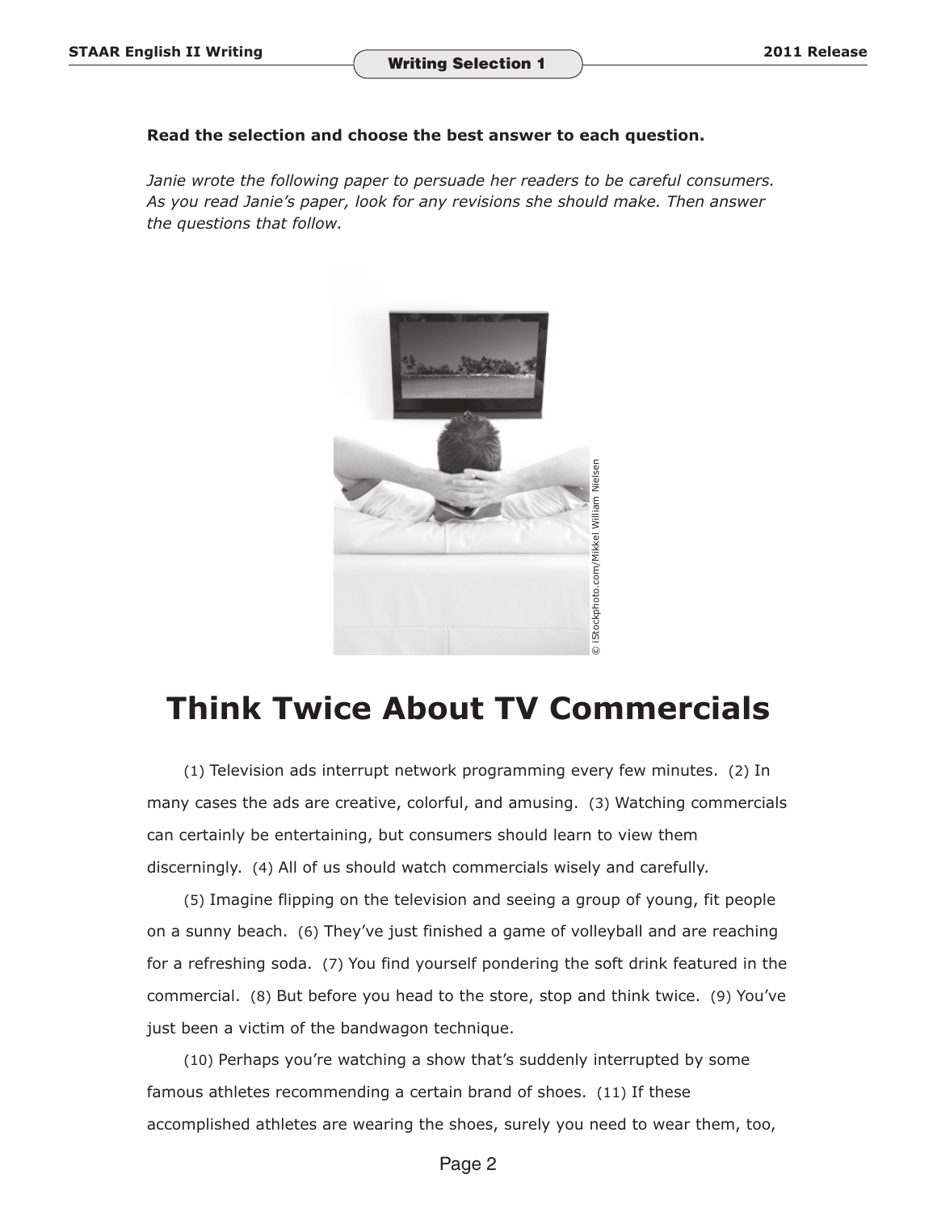**Read the selection and choose the best answer to each question.**

*Janie wrote the following paper to persuade her readers to be careful consumers. As you read Janie's paper, look for any revisions she should make. Then answer the questions that follow.*

© iStockphoto.com/Mikkel William Nielsen

# Think Twice About TV Commercials

(1) Television ads interrupt network programming every few minutes. (2) In many cases the ads are creative, colorful, and amusing. (3) Watching commercials can certainly be entertaining, but consumers should learn to view them discerningly. (4) All of us should watch commercials wisely and carefully.

(5) Imagine flipping on the television and seeing a group of young, fit people on a sunny beach. (6) They've just finished a game of volleyball and are reaching for a refreshing soda. (7) You find yourself pondering the soft drink featured in the commercial. (8) But before you head to the store, stop and think twice. (9) You've just been a victim of the bandwagon technique.

(10) Perhaps you're watching a show that's suddenly interrupted by some famous athletes recommending a certain brand of shoes. (11) If these accomplished athletes are wearing the shoes, surely you need to wear them, too,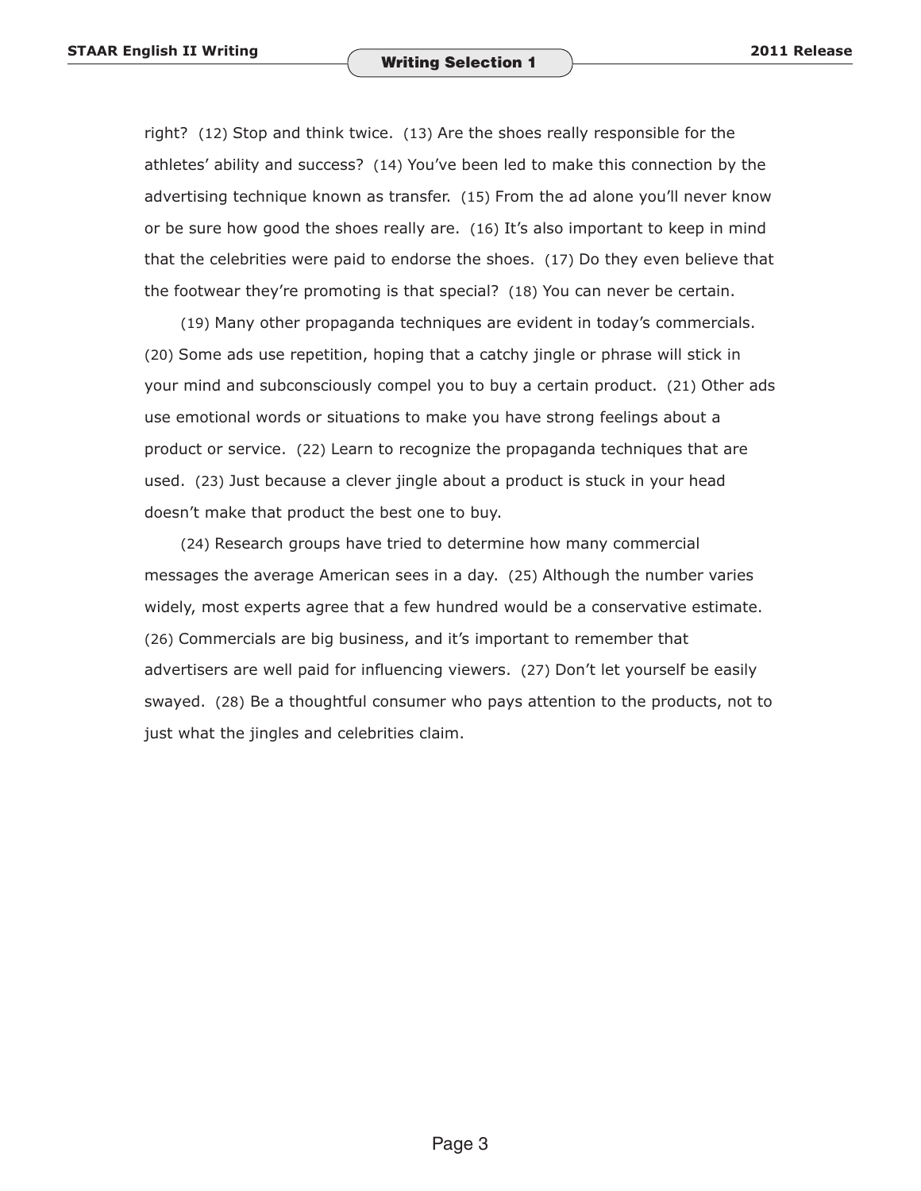right? (12) Stop and think twice. (13) Are the shoes really responsible for the athletes' ability and success? (14) You've been led to make this connection by the advertising technique known as transfer. (15) From the ad alone you'll never know or be sure how good the shoes really are. (16) It's also important to keep in mind that the celebrities were paid to endorse the shoes. (17) Do they even believe that the footwear they're promoting is that special? (18) You can never be certain.

(19) Many other propaganda techniques are evident in today's commercials. (20) Some ads use repetition, hoping that a catchy jingle or phrase will stick in your mind and subconsciously compel you to buy a certain product. (21) Other ads use emotional words or situations to make you have strong feelings about a product or service. (22) Learn to recognize the propaganda techniques that are used. (23) Just because a clever jingle about a product is stuck in your head doesn't make that product the best one to buy.

(24) Research groups have tried to determine how many commercial messages the average American sees in a day. (25) Although the number varies widely, most experts agree that a few hundred would be a conservative estimate. (26) Commercials are big business, and it's important to remember that advertisers are well paid for influencing viewers. (27) Don't let yourself be easily swayed. (28) Be a thoughtful consumer who pays attention to the products, not to just what the jingles and celebrities claim.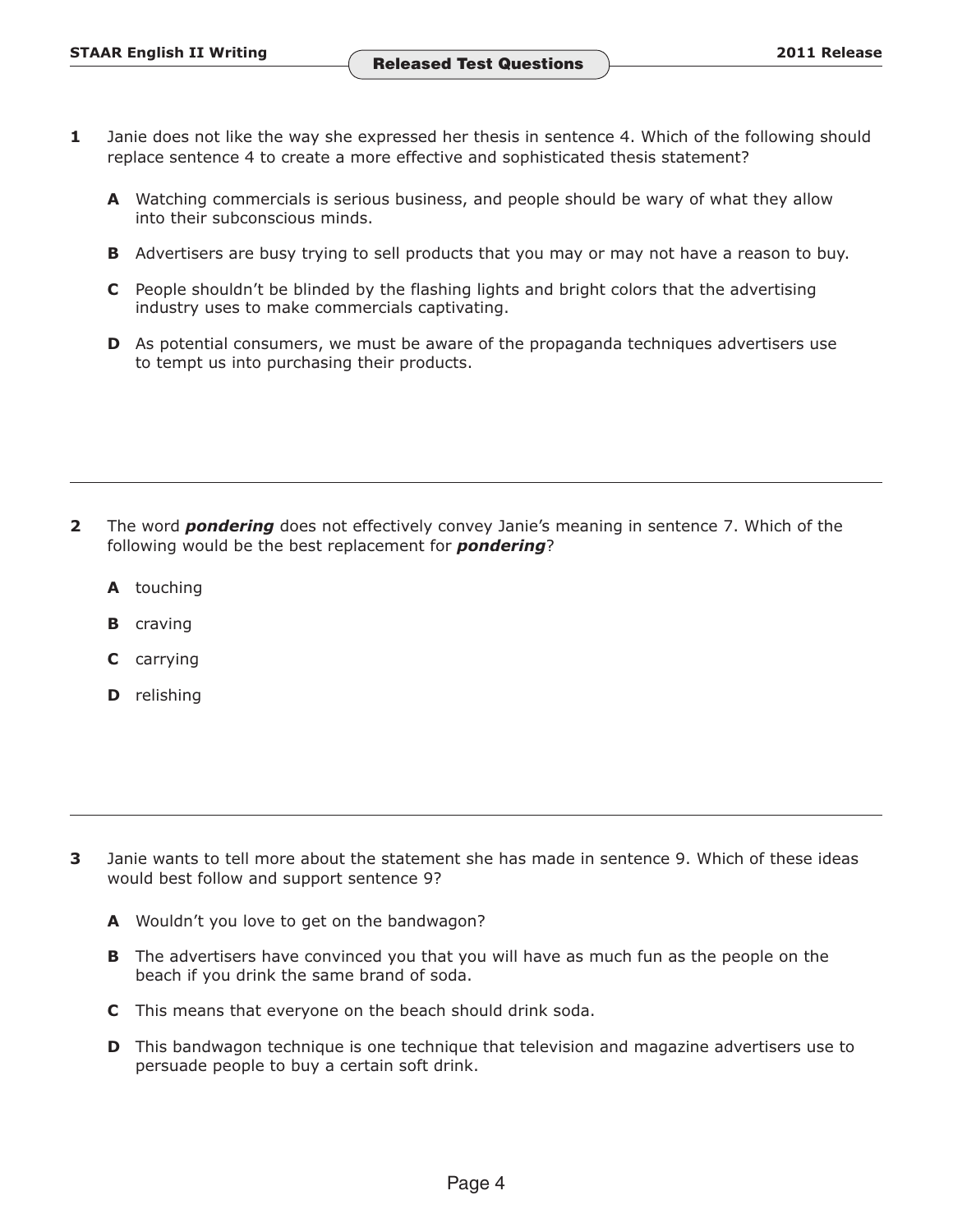**1** Janie does not like the way she expressed her thesis in sentence 4. Which of the following should replace sentence 4 to create a more effective and sophisticated thesis statement?

- **A** Watching commercials is serious business, and people should be wary of what they allow into their subconscious minds.
- **B** Advertisers are busy trying to sell products that you may or may not have a reason to buy.
- **C** People shouldn't be blinded by the flashing lights and bright colors that the advertising industry uses to make commercials captivating.
- **D** As potential consumers, we must be aware of the propaganda techniques advertisers use to tempt us into purchasing their products.

---

**2** The word ***pondering*** does not effectively convey Janie's meaning in sentence 7. Which of the following would be the best replacement for ***pondering***?

- **A** touching
- **B** craving
- **C** carrying
- **D** relishing

---

**3** Janie wants to tell more about the statement she has made in sentence 9. Which of these ideas would best follow and support sentence 9?

- **A** Wouldn't you love to get on the bandwagon?
- **B** The advertisers have convinced you that you will have as much fun as the people on the beach if you drink the same brand of soda.
- **C** This means that everyone on the beach should drink soda.
- **D** This bandwagon technique is one technique that television and magazine advertisers use to persuade people to buy a certain soft drink.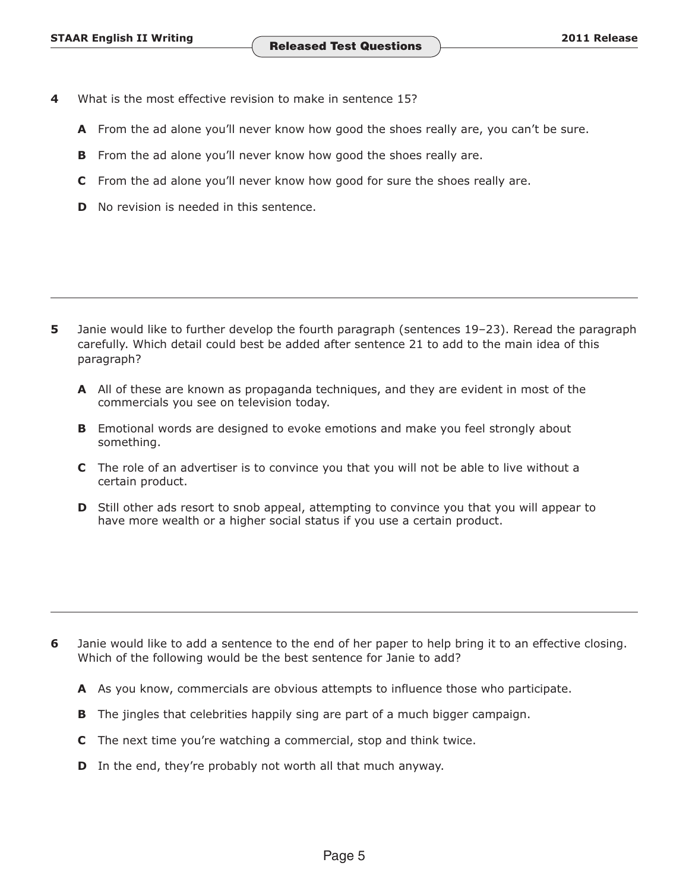**4** What is the most effective revision to make in sentence 15?

**A** From the ad alone you'll never know how good the shoes really are, you can't be sure.

**B** From the ad alone you'll never know how good the shoes really are.

**C** From the ad alone you'll never know how good for sure the shoes really are.

**D** No revision is needed in this sentence.

---

**5** Janie would like to further develop the fourth paragraph (sentences 19–23). Reread the paragraph carefully. Which detail could best be added after sentence 21 to add to the main idea of this paragraph?

**A** All of these are known as propaganda techniques, and they are evident in most of the commercials you see on television today.

**B** Emotional words are designed to evoke emotions and make you feel strongly about something.

**C** The role of an advertiser is to convince you that you will not be able to live without a certain product.

**D** Still other ads resort to snob appeal, attempting to convince you that you will appear to have more wealth or a higher social status if you use a certain product.

---

**6** Janie would like to add a sentence to the end of her paper to help bring it to an effective closing. Which of the following would be the best sentence for Janie to add?

**A** As you know, commercials are obvious attempts to influence those who participate.

**B** The jingles that celebrities happily sing are part of a much bigger campaign.

**C** The next time you're watching a commercial, stop and think twice.

**D** In the end, they're probably not worth all that much anyway.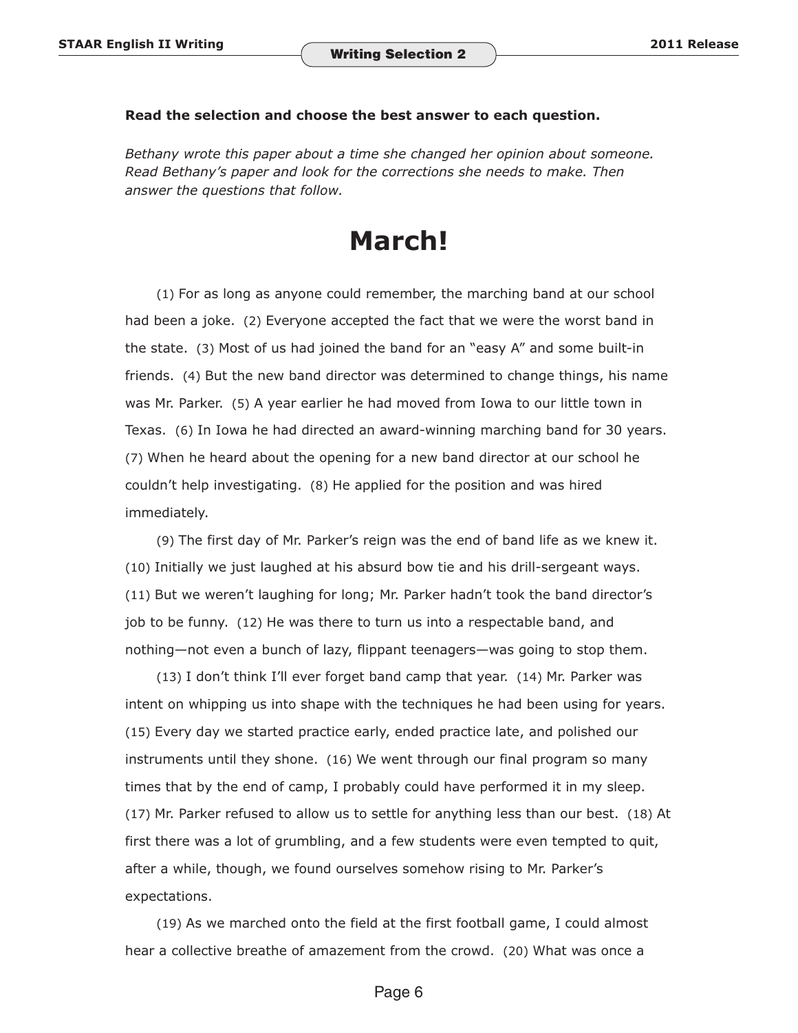**Read the selection and choose the best answer to each question.**

*Bethany wrote this paper about a time she changed her opinion about someone. Read Bethany's paper and look for the corrections she needs to make. Then answer the questions that follow.*

# March!

(1) For as long as anyone could remember, the marching band at our school had been a joke. (2) Everyone accepted the fact that we were the worst band in the state. (3) Most of us had joined the band for an "easy A" and some built-in friends. (4) But the new band director was determined to change things, his name was Mr. Parker. (5) A year earlier he had moved from Iowa to our little town in Texas. (6) In Iowa he had directed an award-winning marching band for 30 years. (7) When he heard about the opening for a new band director at our school he couldn't help investigating. (8) He applied for the position and was hired immediately.

(9) The first day of Mr. Parker's reign was the end of band life as we knew it. (10) Initially we just laughed at his absurd bow tie and his drill-sergeant ways. (11) But we weren't laughing for long; Mr. Parker hadn't took the band director's job to be funny. (12) He was there to turn us into a respectable band, and nothing—not even a bunch of lazy, flippant teenagers—was going to stop them.

(13) I don't think I'll ever forget band camp that year. (14) Mr. Parker was intent on whipping us into shape with the techniques he had been using for years. (15) Every day we started practice early, ended practice late, and polished our instruments until they shone. (16) We went through our final program so many times that by the end of camp, I probably could have performed it in my sleep. (17) Mr. Parker refused to allow us to settle for anything less than our best. (18) At first there was a lot of grumbling, and a few students were even tempted to quit, after a while, though, we found ourselves somehow rising to Mr. Parker's expectations.

(19) As we marched onto the field at the first football game, I could almost hear a collective breathe of amazement from the crowd. (20) What was once a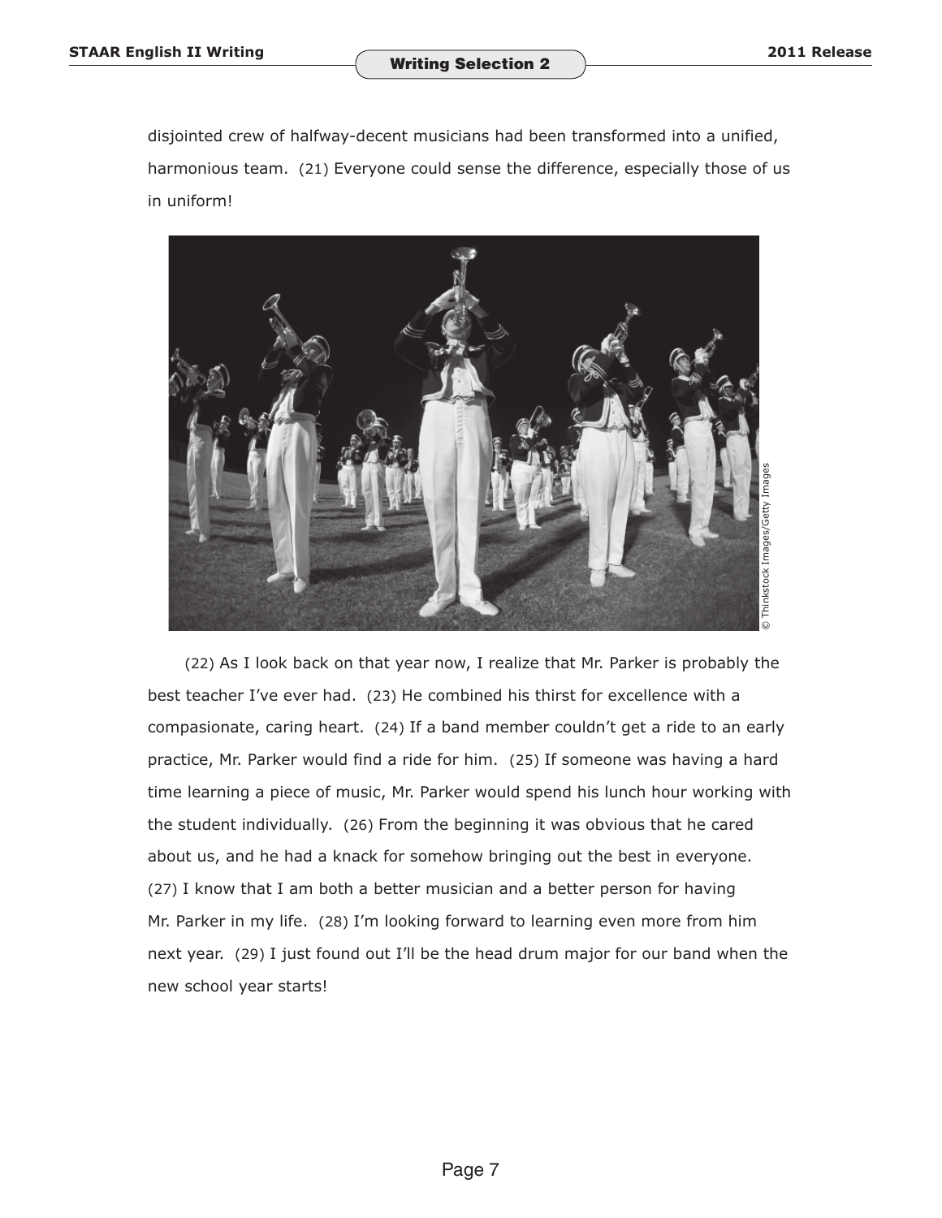disjointed crew of halfway-decent musicians had been transformed into a unified, harmonious team. (21) Everyone could sense the difference, especially those of us in uniform!

© Thinkstock Images/Getty Images

(22) As I look back on that year now, I realize that Mr. Parker is probably the best teacher I've ever had. (23) He combined his thirst for excellence with a compasionate, caring heart. (24) If a band member couldn't get a ride to an early practice, Mr. Parker would find a ride for him. (25) If someone was having a hard time learning a piece of music, Mr. Parker would spend his lunch hour working with the student individually. (26) From the beginning it was obvious that he cared about us, and he had a knack for somehow bringing out the best in everyone. (27) I know that I am both a better musician and a better person for having Mr. Parker in my life. (28) I'm looking forward to learning even more from him next year. (29) I just found out I'll be the head drum major for our band when the new school year starts!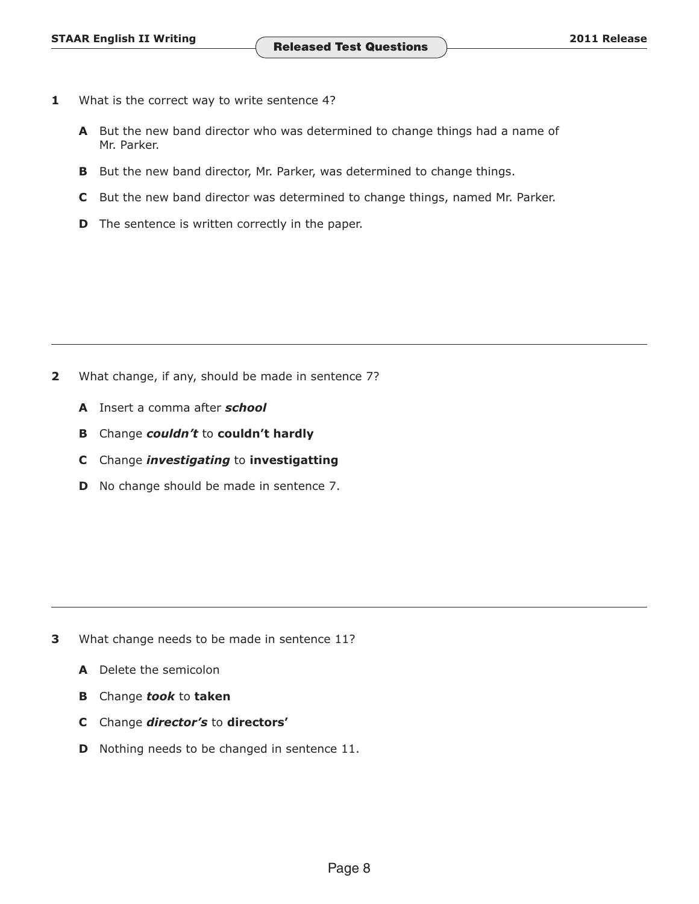**1** What is the correct way to write sentence 4?

**A** But the new band director who was determined to change things had a name of Mr. Parker.

**B** But the new band director, Mr. Parker, was determined to change things.

**C** But the new band director was determined to change things, named Mr. Parker.

**D** The sentence is written correctly in the paper.

---

**2** What change, if any, should be made in sentence 7?

**A** Insert a comma after ***school***

**B** Change ***couldn't*** to **couldn't hardly**

**C** Change ***investigating*** to **investigatting**

**D** No change should be made in sentence 7.

---

**3** What change needs to be made in sentence 11?

**A** Delete the semicolon

**B** Change ***took*** to **taken**

**C** Change ***director's*** to **directors'**

**D** Nothing needs to be changed in sentence 11.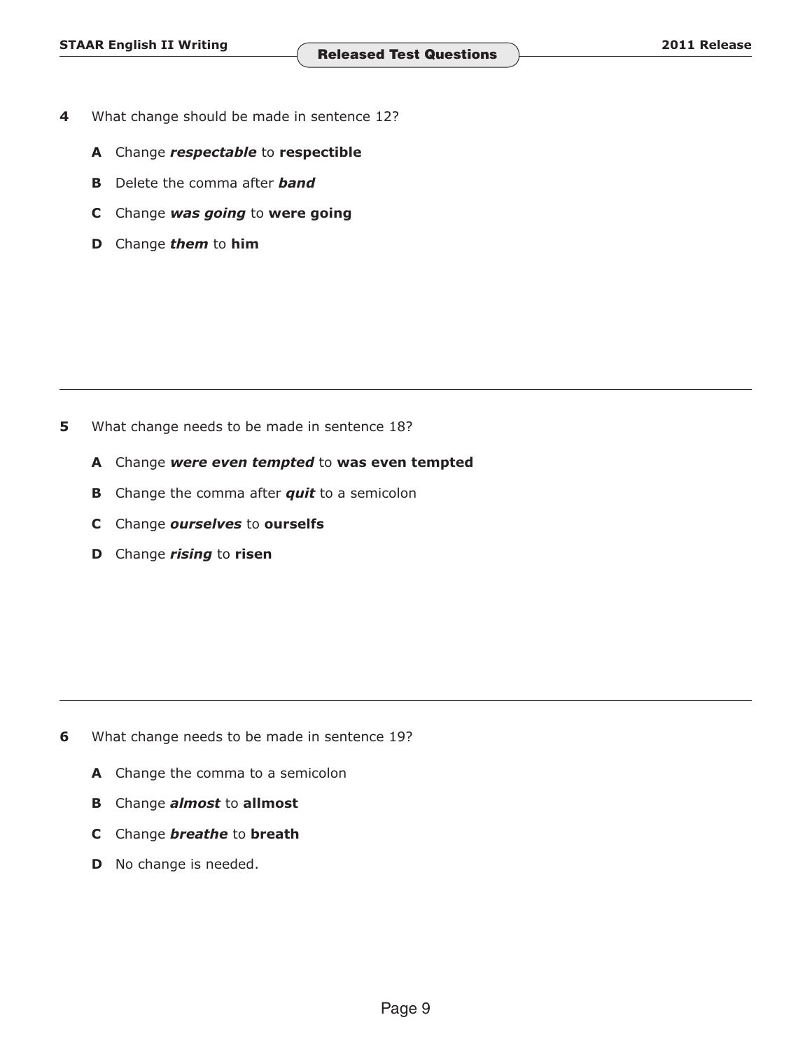**4** What change should be made in sentence 12?

**A** Change ***respectable*** to **respectible**

**B** Delete the comma after ***band***

**C** Change ***was going*** to **were going**

**D** Change ***them*** to **him**

---

**5** What change needs to be made in sentence 18?

**A** Change ***were even tempted*** to **was even tempted**

**B** Change the comma after ***quit*** to a semicolon

**C** Change ***ourselves*** to **ourselfs**

**D** Change ***rising*** to **risen**

---

**6** What change needs to be made in sentence 19?

**A** Change the comma to a semicolon

**B** Change ***almost*** to **allmost**

**C** Change ***breathe*** to **breath**

**D** No change is needed.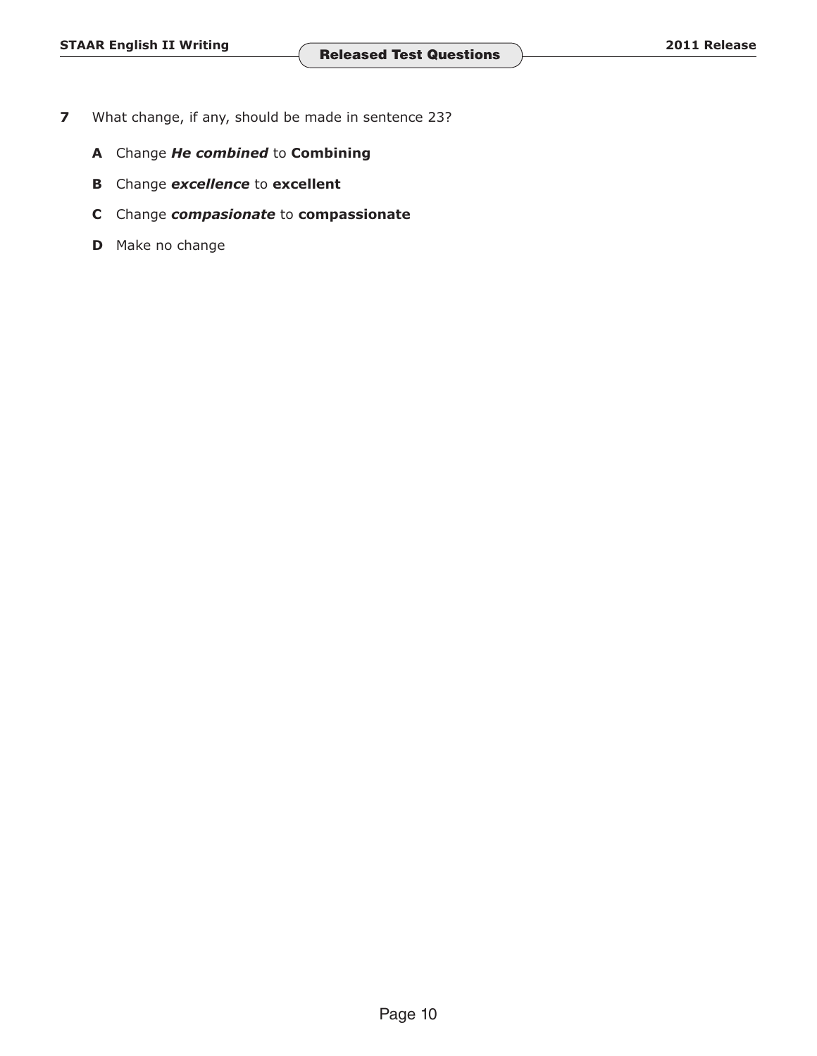**7** What change, if any, should be made in sentence 23?

**A** Change ***He combined*** to **Combining**

**B** Change ***excellence*** to **excellent**

**C** Change ***compasionate*** to **compassionate**

**D** Make no change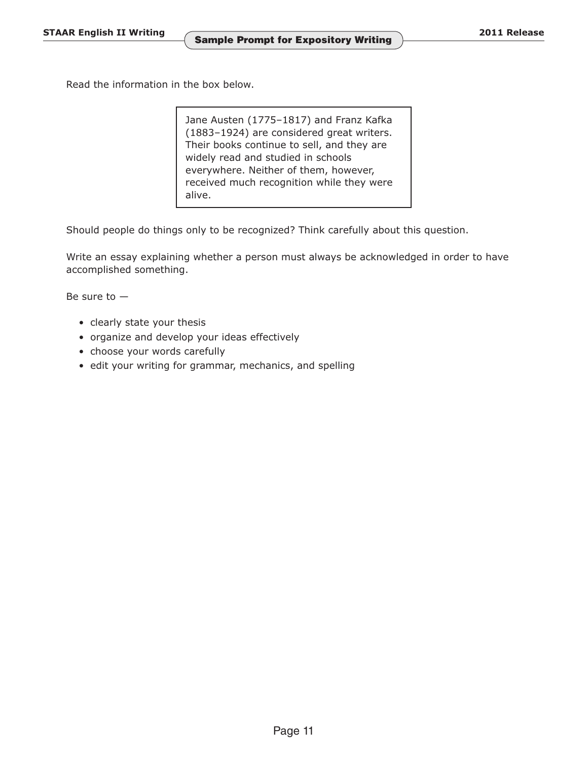Read the information in the box below.

> Jane Austen (1775–1817) and Franz Kafka (1883–1924) are considered great writers. Their books continue to sell, and they are widely read and studied in schools everywhere. Neither of them, however, received much recognition while they were alive.

Should people do things only to be recognized? Think carefully about this question.

Write an essay explaining whether a person must always be acknowledged in order to have accomplished something.

Be sure to —

- clearly state your thesis
- organize and develop your ideas effectively
- choose your words carefully
- edit your writing for grammar, mechanics, and spelling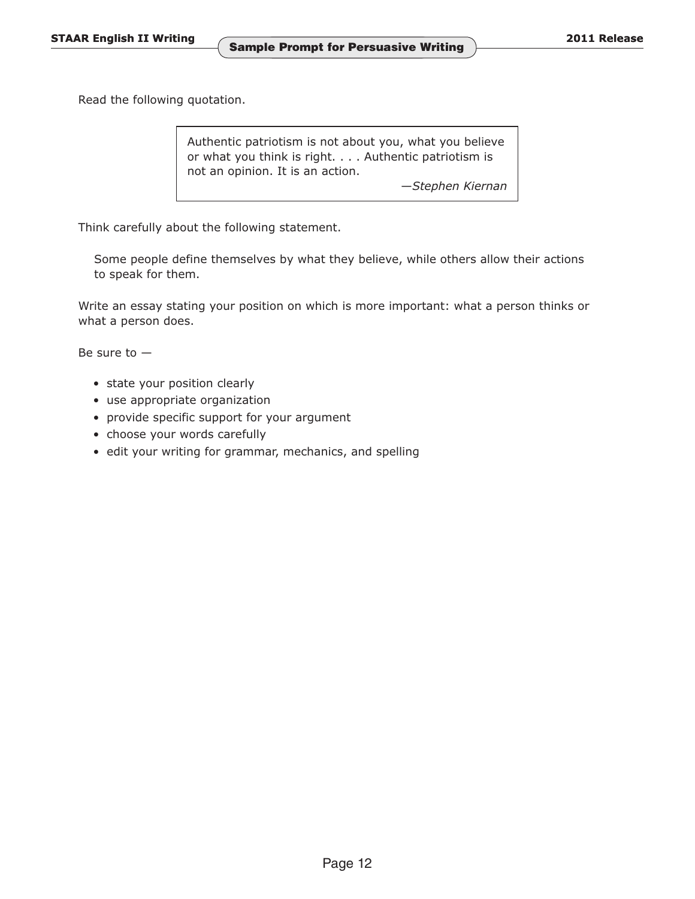## Sample Prompt for Persuasive Writing

Read the following quotation.

> Authentic patriotism is not about you, what you believe or what you think is right. . . . Authentic patriotism is not an opinion. It is an action.
>
> —*Stephen Kiernan*

Think carefully about the following statement.

> Some people define themselves by what they believe, while others allow their actions to speak for them.

Write an essay stating your position on which is more important: what a person thinks or what a person does.

Be sure to —

- state your position clearly
- use appropriate organization
- provide specific support for your argument
- choose your words carefully
- edit your writing for grammar, mechanics, and spelling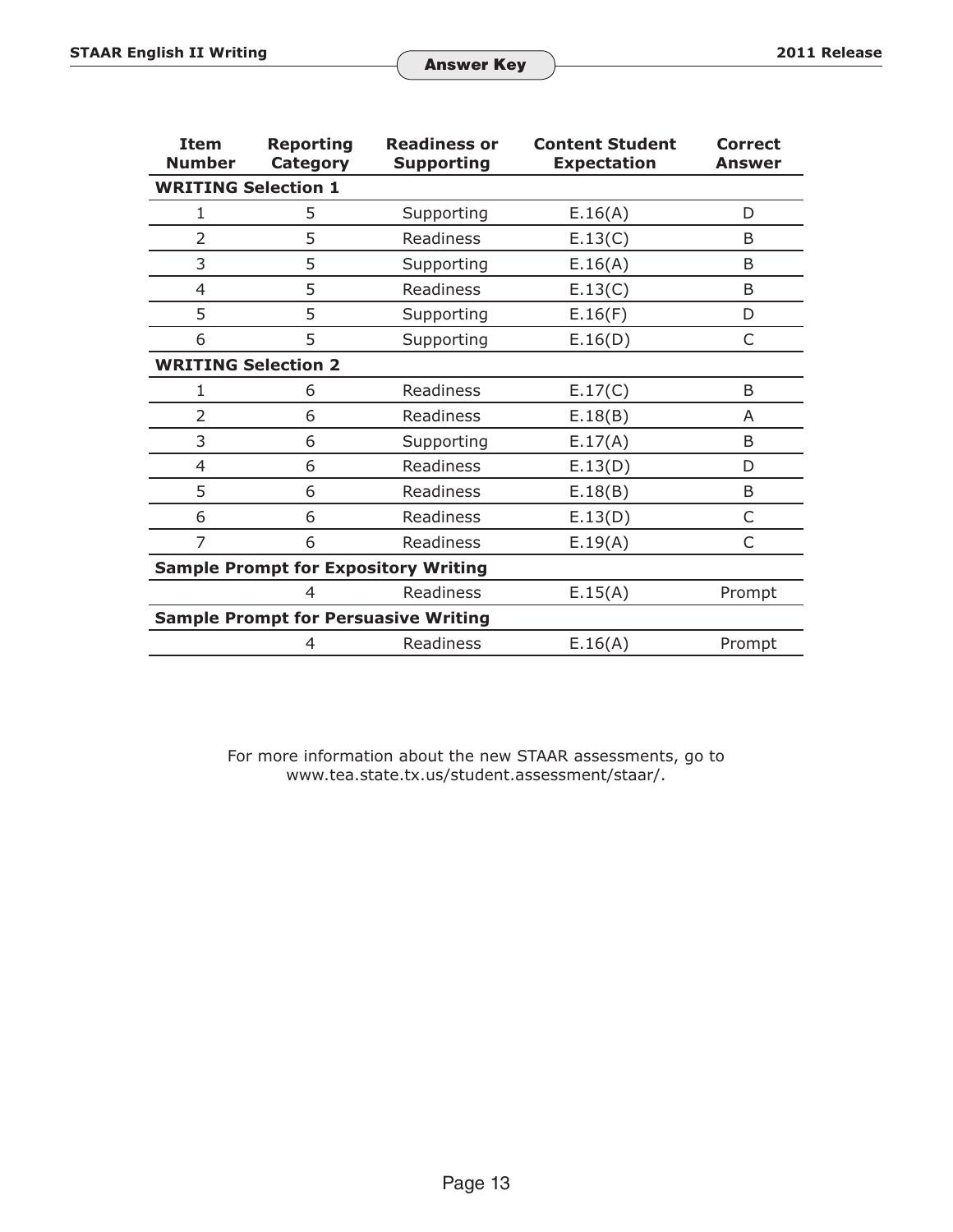# Answer Key

| Item Number | Reporting Category | Readiness or Supporting | Content Student Expectation | Correct Answer |
|---|---|---|---|---|
| **WRITING Selection 1** | | | | |
| 1 | 5 | Supporting | E.16(A) | D |
| 2 | 5 | Readiness | E.13(C) | B |
| 3 | 5 | Supporting | E.16(A) | B |
| 4 | 5 | Readiness | E.13(C) | B |
| 5 | 5 | Supporting | E.16(F) | D |
| 6 | 5 | Supporting | E.16(D) | C |
| **WRITING Selection 2** | | | | |
| 1 | 6 | Readiness | E.17(C) | B |
| 2 | 6 | Readiness | E.18(B) | A |
| 3 | 6 | Supporting | E.17(A) | B |
| 4 | 6 | Readiness | E.13(D) | D |
| 5 | 6 | Readiness | E.18(B) | B |
| 6 | 6 | Readiness | E.13(D) | C |
| 7 | 6 | Readiness | E.19(A) | C |
| **Sample Prompt for Expository Writing** | | | | |
| | 4 | Readiness | E.15(A) | Prompt |
| **Sample Prompt for Persuasive Writing** | | | | |
| | 4 | Readiness | E.16(A) | Prompt |

For more information about the new STAAR assessments, go to www.tea.state.tx.us/student.assessment/staar/.